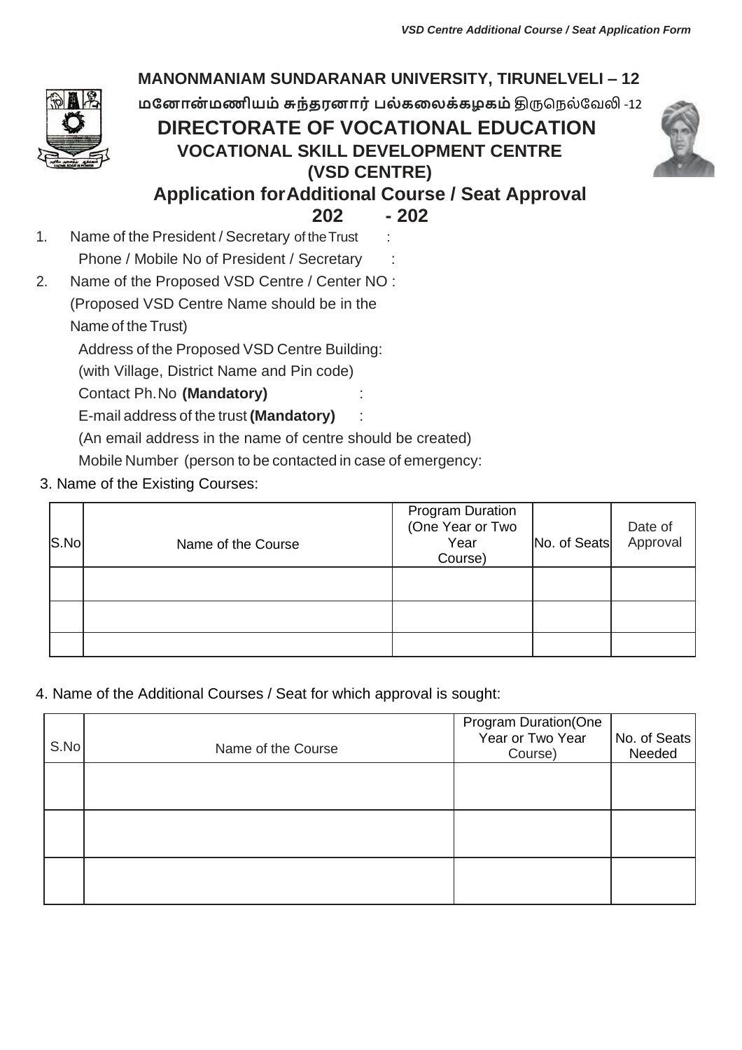**MANONMANIAM SUNDARANAR UNIVERSITY, TIRUNELVELI – 12**

**மனோன்மணியம் சுந்தரனார் பல்கலைக்கழகம்** திருநெல்வேலி -12

# DIRECTORATE OF VOCATIONAL EDUCATION

## VOCATIONAL SKILL DEVELOPMENT CENTRE

## (VSD CENTRE)

## Application for Additional Course / Seat Approval

## 202 - 202

1. Name of the President / Secretary of the Trust :

   Phone / Mobile No of President / Secretary :

2. Name of the Proposed VSD Centre / Center NO :

   (Proposed VSD Centre Name should be in the Name of the Trust)

   Address of the Proposed VSD Centre Building:

   (with Village, District Name and Pin code)

   Contact Ph.No **(Mandatory)** :

   E-mail address of the trust **(Mandatory)** :

   (An email address in the name of centre should be created)

   Mobile Number (person to be contacted in case of emergency:

3. Name of the Existing Courses:

| S.No | Name of the Course | Program Duration (One Year or Two Year Course) | No. of Seats | Date of Approval |
|---|---|---|---|---|
| | | | | |
| | | | | |
| | | | | |

4. Name of the Additional Courses / Seat for which approval is sought:

| S.No | Name of the Course | Program Duration(One Year or Two Year Course) | No. of Seats Needed |
|---|---|---|---|
| | | | |
| | | | |
| | | | |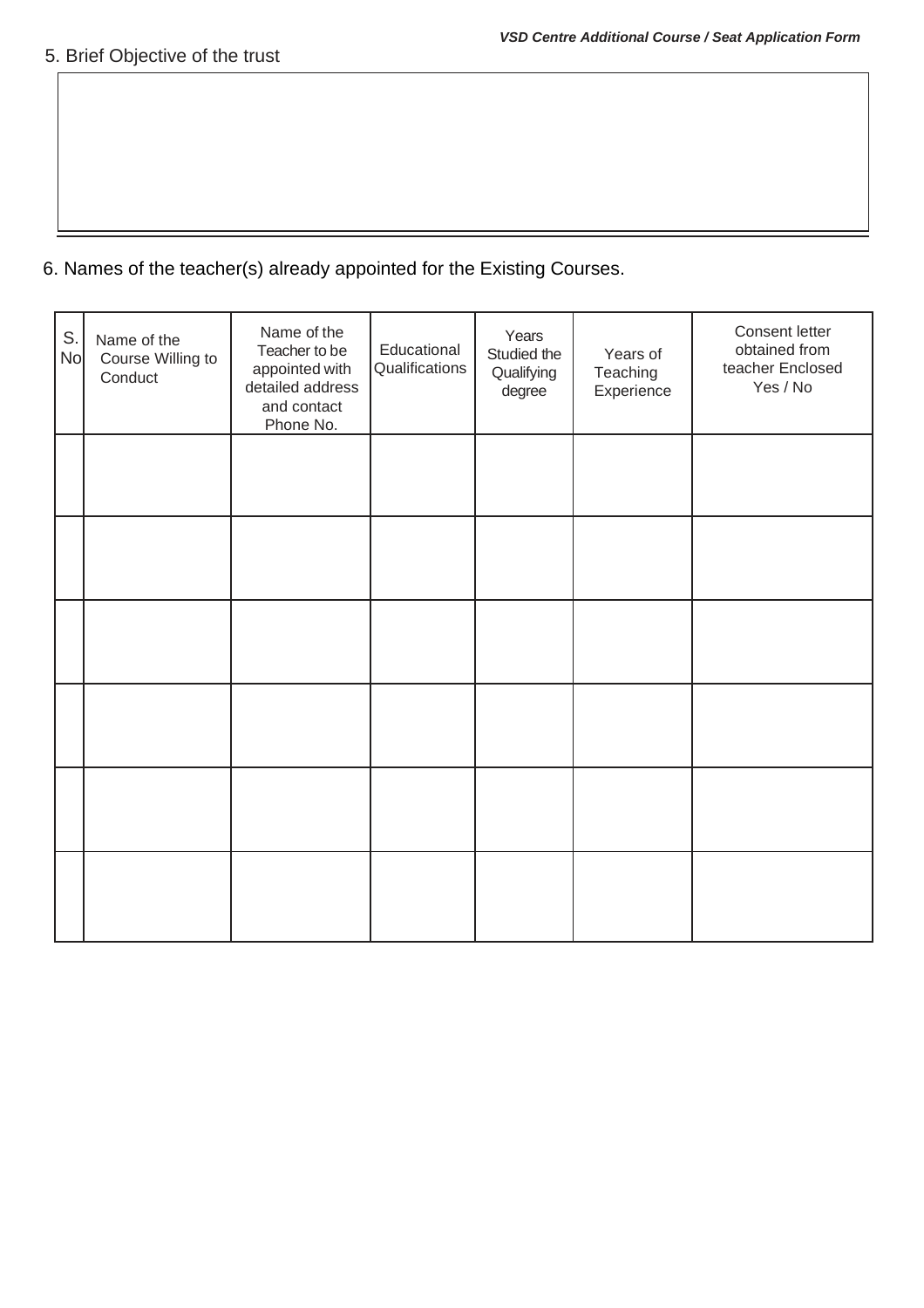5. Brief Objective of the trust

6. Names of the teacher(s) already appointed for the Existing Courses.

| S. No | Name of the Course Willing to Conduct | Name of the Teacher to be appointed with detailed address and contact Phone No. | Educational Qualifications | Years Studied the Qualifying degree | Years of Teaching Experience | Consent letter obtained from teacher Enclosed Yes / No |
|---|---|---|---|---|---|---|
| | | | | | | |
| | | | | | | |
| | | | | | | |
| | | | | | | |
| | | | | | | |
| | | | | | | |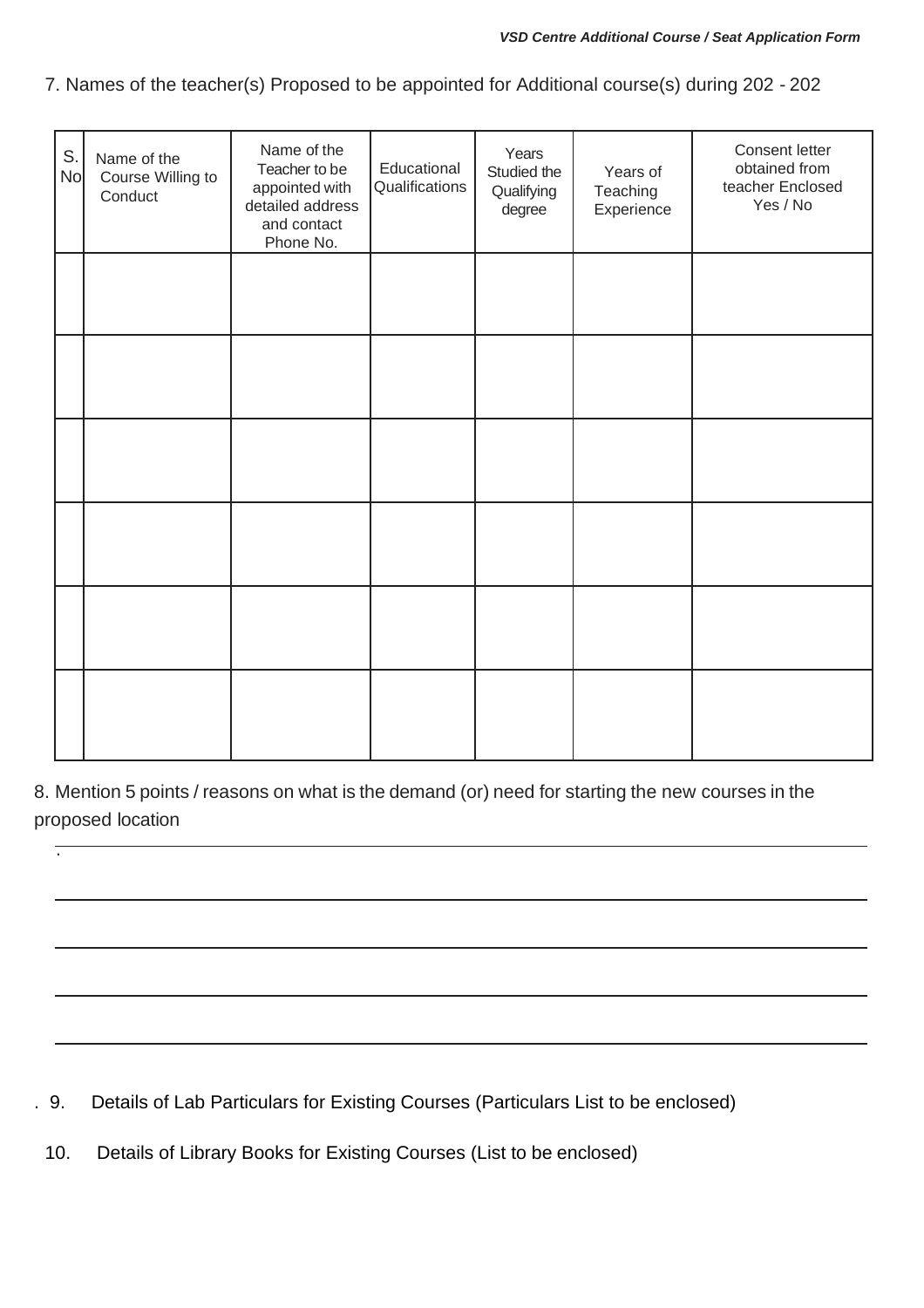7. Names of the teacher(s) Proposed to be appointed for Additional course(s) during 202 - 202

| S. No | Name of the Course Willing to Conduct | Name of the Teacher to be appointed with detailed address and contact Phone No. | Educational Qualifications | Years Studied the Qualifying degree | Years of Teaching Experience | Consent letter obtained from teacher Enclosed Yes / No |
|---|---|---|---|---|---|---|
| | | | | | | |
| | | | | | | |
| | | | | | | |
| | | | | | | |
| | | | | | | |
| | | | | | | |

8. Mention 5 points / reasons on what is the demand (or) need for starting the new courses in the proposed location

_______________________________________________

_______________________________________________

_______________________________________________

_______________________________________________

_______________________________________________

9. Details of Lab Particulars for Existing Courses (Particulars List to be enclosed)

10. Details of Library Books for Existing Courses (List to be enclosed)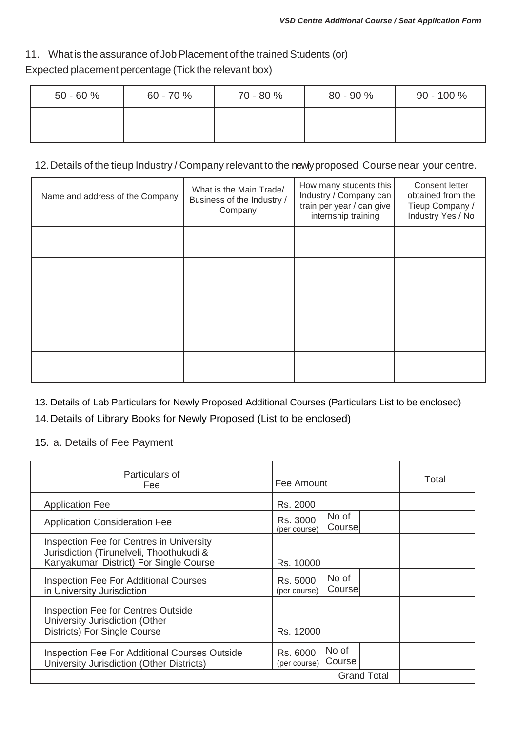11. What is the assurance of Job Placement of the trained Students (or)
Expected placement percentage (Tick the relevant box)

| 50 - 60 % | 60 - 70 % | 70 - 80 % | 80 - 90 % | 90 - 100 % |
|---|---|---|---|---|
| | | | | |

12. Details of the tieup Industry / Company relevant to the newly proposed Course near your centre.

| Name and address of the Company | What is the Main Trade/ Business of the Industry / Company | How many students this Industry / Company can train per year / can give internship training | Consent letter obtained from the Tieup Company / Industry Yes / No |
|---|---|---|---|
| | | | |
| | | | |
| | | | |
| | | | |
| | | | |

13. Details of Lab Particulars for Newly Proposed Additional Courses (Particulars List to be enclosed)

14. Details of Library Books for Newly Proposed (List to be enclosed)

15. a. Details of Fee Payment

| Particulars of Fee | Fee Amount | | | Total |
|---|---|---|---|---|
| Application Fee | Rs. 2000 | | | |
| Application Consideration Fee | Rs. 3000 (per course) | No of Course | | |
| Inspection Fee for Centres in University Jurisdiction (Tirunelveli, Thoothukudi & Kanyakumari District) For Single Course | Rs. 10000 | | | |
| Inspection Fee For Additional Courses in University Jurisdiction | Rs. 5000 (per course) | No of Course | | |
| Inspection Fee for Centres Outside University Jurisdiction (Other Districts) For Single Course | Rs. 12000 | | | |
| Inspection Fee For Additional Courses Outside University Jurisdiction (Other Districts) | Rs. 6000 (per course) | No of Course | | |
| | | | Grand Total | |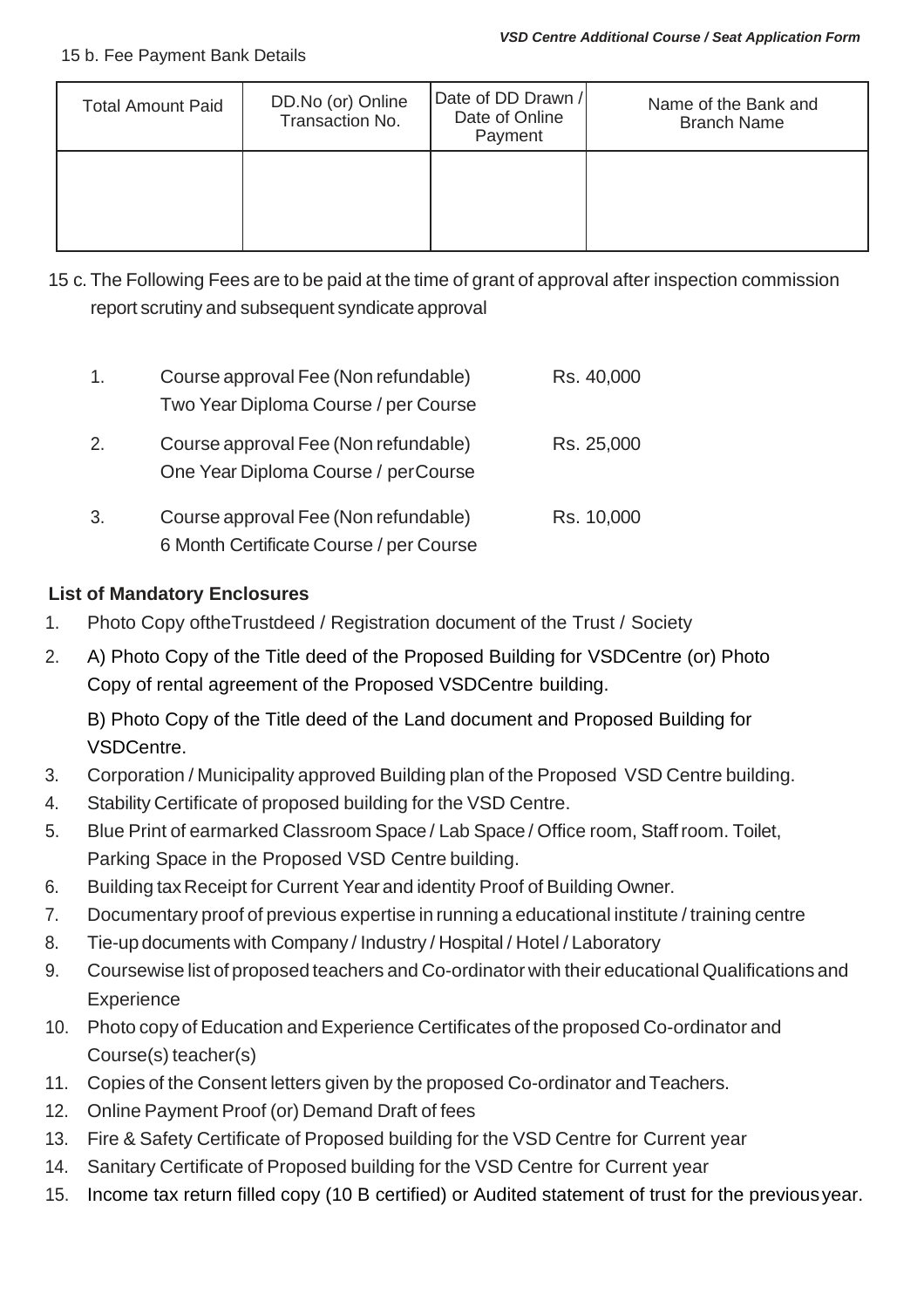15 b. Fee Payment Bank Details

| Total Amount Paid | DD.No (or) Online Transaction No. | Date of DD Drawn / Date of Online Payment | Name of the Bank and Branch Name |
|---|---|---|---|
| | | | |

15 c. The Following Fees are to be paid at the time of grant of approval after inspection commission report scrutiny and subsequent syndicate approval

| | | |
|---|---|---|
| 1. | Course approval Fee (Non refundable) Two Year Diploma Course / per Course | Rs. 40,000 |
| 2. | Course approval Fee (Non refundable) One Year Diploma Course / perCourse | Rs. 25,000 |
| 3. | Course approval Fee (Non refundable) 6 Month Certificate Course / per Course | Rs. 10,000 |

**List of Mandatory Enclosures**

1. Photo Copy oftheTrustdeed / Registration document of the Trust / Society
2. A) Photo Copy of the Title deed of the Proposed Building for VSDCentre (or) Photo Copy of rental agreement of the Proposed VSDCentre building.

   B) Photo Copy of the Title deed of the Land document and Proposed Building for VSDCentre.
3. Corporation / Municipality approved Building plan of the Proposed VSD Centre building.
4. Stability Certificate of proposed building for the VSD Centre.
5. Blue Print of earmarked Classroom Space / Lab Space / Office room, Staff room. Toilet, Parking Space in the Proposed VSD Centre building.
6. Building tax Receipt for Current Year and identity Proof of Building Owner.
7. Documentary proof of previous expertise in running a educational institute / training centre
8. Tie-up documents with Company / Industry / Hospital / Hotel / Laboratory
9. Coursewise list of proposed teachers and Co-ordinator with their educational Qualifications and Experience
10. Photo copy of Education and Experience Certificates of the proposed Co-ordinator and Course(s) teacher(s)
11. Copies of the Consent letters given by the proposed Co-ordinator and Teachers.
12. Online Payment Proof (or) Demand Draft of fees
13. Fire & Safety Certificate of Proposed building for the VSD Centre for Current year
14. Sanitary Certificate of Proposed building for the VSD Centre for Current year
15. Income tax return filled copy (10 B certified) or Audited statement of trust for the previousyear.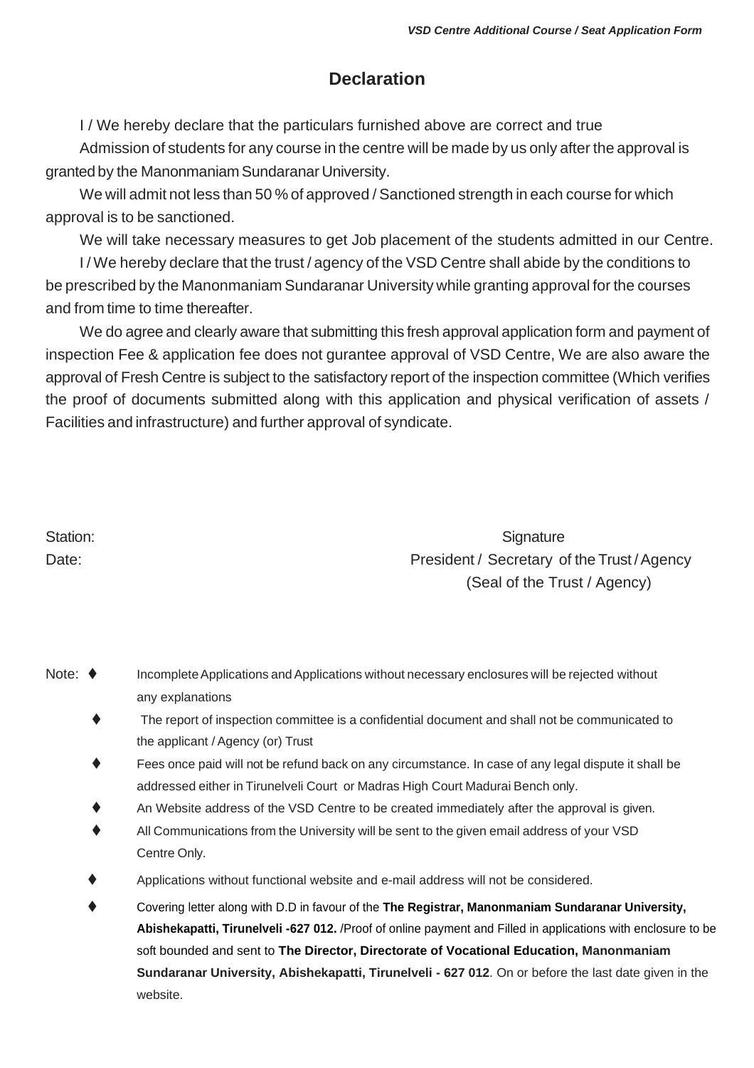## Declaration

I / We hereby declare that the particulars furnished above are correct and true

Admission of students for any course in the centre will be made by us only after the approval is granted by the Manonmaniam Sundaranar University.

We will admit not less than 50 % of approved / Sanctioned strength in each course for which approval is to be sanctioned.

We will take necessary measures to get Job placement of the students admitted in our Centre.

I / We hereby declare that the trust / agency of the VSD Centre shall abide by the conditions to be prescribed by the Manonmaniam Sundaranar University while granting approval for the courses and from time to time thereafter.

We do agree and clearly aware that submitting this fresh approval application form and payment of inspection Fee & application fee does not gurantee approval of VSD Centre, We are also aware the approval of Fresh Centre is subject to the satisfactory report of the inspection committee (Which verifies the proof of documents submitted along with this application and physical verification of assets / Facilities and infrastructure) and further approval of syndicate.

Station:

Date:

Signature
President / Secretary of the Trust / Agency
(Seal of the Trust / Agency)

Note:

- Incomplete Applications and Applications without necessary enclosures will be rejected without any explanations
- The report of inspection committee is a confidential document and shall not be communicated to the applicant / Agency (or) Trust
- Fees once paid will not be refund back on any circumstance. In case of any legal dispute it shall be addressed either in Tirunelveli Court or Madras High Court Madurai Bench only.
- An Website address of the VSD Centre to be created immediately after the approval is given.
- All Communications from the University will be sent to the given email address of your VSD Centre Only.
- Applications without functional website and e-mail address will not be considered.
- Covering letter along with D.D in favour of the **The Registrar, Manonmaniam Sundaranar University, Abishekapatti, Tirunelveli -627 012.** /Proof of online payment and Filled in applications with enclosure to be soft bounded and sent to **The Director, Directorate of Vocational Education, Manonmaniam Sundaranar University, Abishekapatti, Tirunelveli - 627 012**. On or before the last date given in the website.